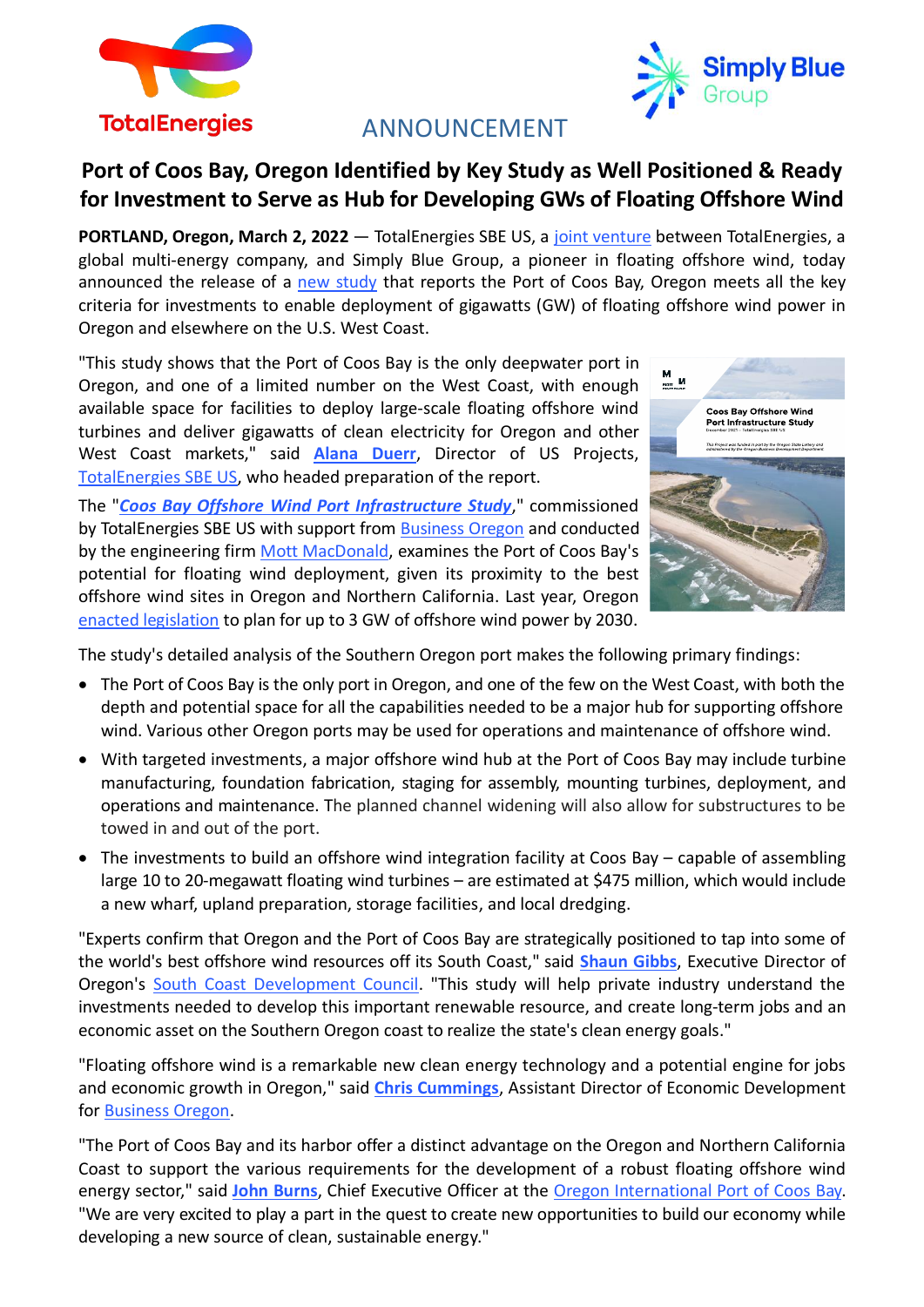ANNOUNCEMENT

# Port of Coos Bay, Oregon Identified by Key Study as Well Positioned & Ready for Investment to Serve as Hub for Developing GWs of Floating Offshore Wind

**PORTLAND, Oregon, March 2, 2022** — TotalEnergies SBE US, a joint venture between TotalEnergies, a global multi-energy company, and Simply Blue Group, a pioneer in floating offshore wind, today announced the release of a new study that reports the Port of Coos Bay, Oregon meets all the key criteria for investments to enable deployment of gigawatts (GW) of floating offshore wind power in Oregon and elsewhere on the U.S. West Coast.

"This study shows that the Port of Coos Bay is the only deepwater port in Oregon, and one of a limited number on the West Coast, with enough available space for facilities to deploy large-scale floating offshore wind turbines and deliver gigawatts of clean electricity for Oregon and other West Coast markets," said **Alana Duerr**, Director of US Projects, TotalEnergies SBE US, who headed preparation of the report.

The "***Coos Bay Offshore Wind Port Infrastructure Study***," commissioned by TotalEnergies SBE US with support from Business Oregon and conducted by the engineering firm Mott MacDonald, examines the Port of Coos Bay's potential for floating wind deployment, given its proximity to the best offshore wind sites in Oregon and Northern California. Last year, Oregon enacted legislation to plan for up to 3 GW of offshore wind power by 2030.

The study's detailed analysis of the Southern Oregon port makes the following primary findings:

- The Port of Coos Bay is the only port in Oregon, and one of the few on the West Coast, with both the depth and potential space for all the capabilities needed to be a major hub for supporting offshore wind. Various other Oregon ports may be used for operations and maintenance of offshore wind.
- With targeted investments, a major offshore wind hub at the Port of Coos Bay may include turbine manufacturing, foundation fabrication, staging for assembly, mounting turbines, deployment, and operations and maintenance. The planned channel widening will also allow for substructures to be towed in and out of the port.
- The investments to build an offshore wind integration facility at Coos Bay – capable of assembling large 10 to 20-megawatt floating wind turbines – are estimated at $475 million, which would include a new wharf, upland preparation, storage facilities, and local dredging.

"Experts confirm that Oregon and the Port of Coos Bay are strategically positioned to tap into some of the world's best offshore wind resources off its South Coast," said **Shaun Gibbs**, Executive Director of Oregon's South Coast Development Council. "This study will help private industry understand the investments needed to develop this important renewable resource, and create long-term jobs and an economic asset on the Southern Oregon coast to realize the state's clean energy goals."

"Floating offshore wind is a remarkable new clean energy technology and a potential engine for jobs and economic growth in Oregon," said **Chris Cummings**, Assistant Director of Economic Development for Business Oregon.

"The Port of Coos Bay and its harbor offer a distinct advantage on the Oregon and Northern California Coast to support the various requirements for the development of a robust floating offshore wind energy sector," said **John Burns**, Chief Executive Officer at the Oregon International Port of Coos Bay. "We are very excited to play a part in the quest to create new opportunities to build our economy while developing a new source of clean, sustainable energy."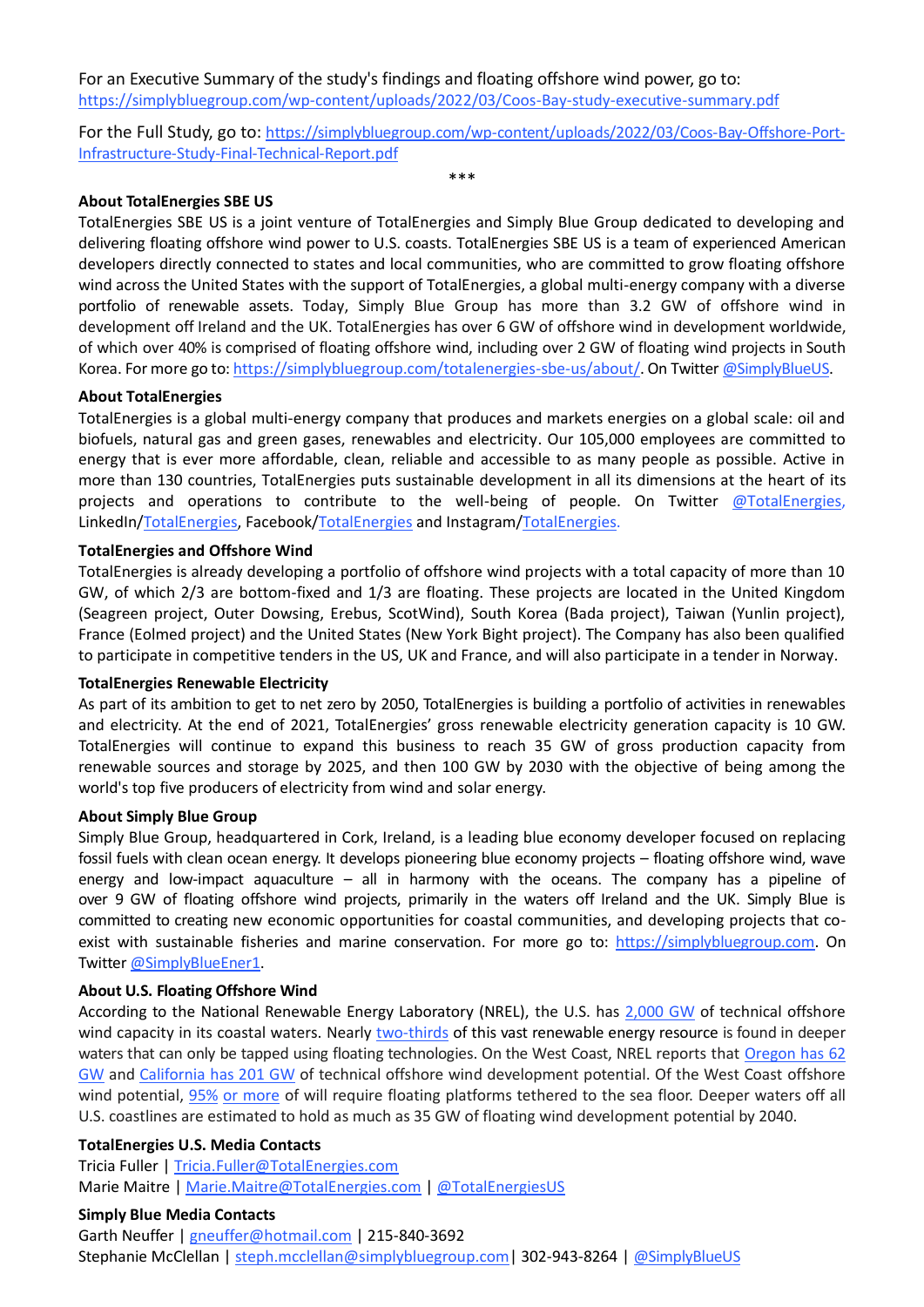For an Executive Summary of the study's findings and floating offshore wind power, go to: https://simplybluegroup.com/wp-content/uploads/2022/03/Coos-Bay-study-executive-summary.pdf

For the Full Study, go to: https://simplybluegroup.com/wp-content/uploads/2022/03/Coos-Bay-Offshore-Port-Infrastructure-Study-Final-Technical-Report.pdf

***

**About TotalEnergies SBE US**

TotalEnergies SBE US is a joint venture of TotalEnergies and Simply Blue Group dedicated to developing and delivering floating offshore wind power to U.S. coasts. TotalEnergies SBE US is a team of experienced American developers directly connected to states and local communities, who are committed to grow floating offshore wind across the United States with the support of TotalEnergies, a global multi-energy company with a diverse portfolio of renewable assets. Today, Simply Blue Group has more than 3.2 GW of offshore wind in development off Ireland and the UK. TotalEnergies has over 6 GW of offshore wind in development worldwide, of which over 40% is comprised of floating offshore wind, including over 2 GW of floating wind projects in South Korea. For more go to: https://simplybluegroup.com/totalenergies-sbe-us/about/. On Twitter @SimplyBlueUS.

**About TotalEnergies**

TotalEnergies is a global multi-energy company that produces and markets energies on a global scale: oil and biofuels, natural gas and green gases, renewables and electricity. Our 105,000 employees are committed to energy that is ever more affordable, clean, reliable and accessible to as many people as possible. Active in more than 130 countries, TotalEnergies puts sustainable development in all its dimensions at the heart of its projects and operations to contribute to the well-being of people. On Twitter @TotalEnergies, LinkedIn/TotalEnergies, Facebook/TotalEnergies and Instagram/TotalEnergies.

**TotalEnergies and Offshore Wind**

TotalEnergies is already developing a portfolio of offshore wind projects with a total capacity of more than 10 GW, of which 2/3 are bottom-fixed and 1/3 are floating. These projects are located in the United Kingdom (Seagreen project, Outer Dowsing, Erebus, ScotWind), South Korea (Bada project), Taiwan (Yunlin project), France (Eolmed project) and the United States (New York Bight project). The Company has also been qualified to participate in competitive tenders in the US, UK and France, and will also participate in a tender in Norway.

**TotalEnergies Renewable Electricity**

As part of its ambition to get to net zero by 2050, TotalEnergies is building a portfolio of activities in renewables and electricity. At the end of 2021, TotalEnergies' gross renewable electricity generation capacity is 10 GW. TotalEnergies will continue to expand this business to reach 35 GW of gross production capacity from renewable sources and storage by 2025, and then 100 GW by 2030 with the objective of being among the world's top five producers of electricity from wind and solar energy.

**About Simply Blue Group**

Simply Blue Group, headquartered in Cork, Ireland, is a leading blue economy developer focused on replacing fossil fuels with clean ocean energy. It develops pioneering blue economy projects – floating offshore wind, wave energy and low-impact aquaculture – all in harmony with the oceans. The company has a pipeline of over 9 GW of floating offshore wind projects, primarily in the waters off Ireland and the UK. Simply Blue is committed to creating new economic opportunities for coastal communities, and developing projects that co-exist with sustainable fisheries and marine conservation. For more go to: https://simplybluegroup.com. On Twitter @SimplyBlueEner1.

**About U.S. Floating Offshore Wind**

According to the National Renewable Energy Laboratory (NREL), the U.S. has 2,000 GW of technical offshore wind capacity in its coastal waters. Nearly two-thirds of this vast renewable energy resource is found in deeper waters that can only be tapped using floating technologies. On the West Coast, NREL reports that Oregon has 62 GW and California has 201 GW of technical offshore wind development potential. Of the West Coast offshore wind potential, 95% or more of will require floating platforms tethered to the sea floor. Deeper waters off all U.S. coastlines are estimated to hold as much as 35 GW of floating wind development potential by 2040.

**TotalEnergies U.S. Media Contacts**

Tricia Fuller | Tricia.Fuller@TotalEnergies.com
Marie Maitre | Marie.Maitre@TotalEnergies.com | @TotalEnergiesUS

**Simply Blue Media Contacts**

Garth Neuffer | gneuffer@hotmail.com | 215-840-3692
Stephanie McClellan | steph.mcclellan@simplybluegroup.com | 302-943-8264 | @SimplyBlueUS